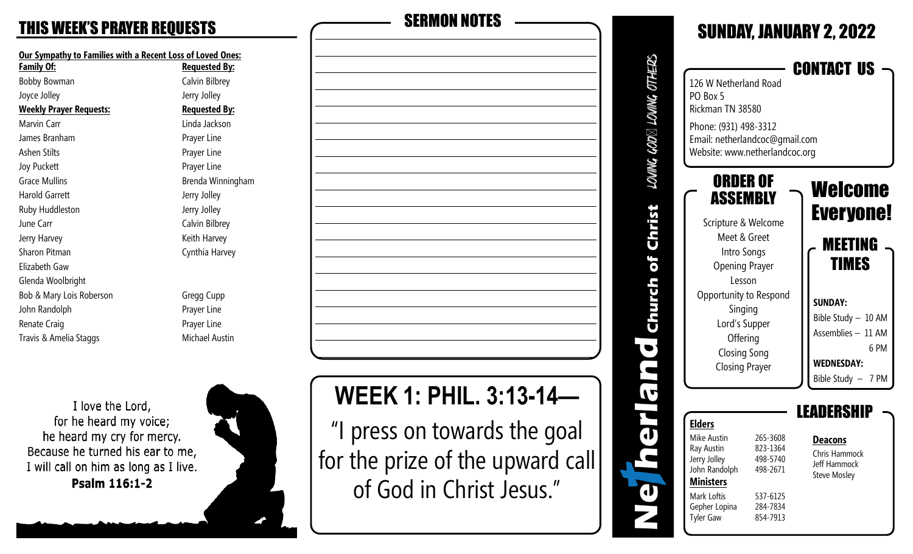# THIS WEEK'S PRAYER REQUESTS

**Our Sympathy to Families with a Recent Loss of Loved Ones:**

| Family Of: | Requested By: |
|---|---|
| Bobby Bowman | Calvin Bilbrey |
| Joyce Jolley | Jerry Jolley |

| Weekly Prayer Requests: | Requested By: |
|---|---|
| Marvin Carr | Linda Jackson |
| James Branham | Prayer Line |
| Ashen Stilts | Prayer Line |
| Joy Puckett | Prayer Line |
| Grace Mullins | Brenda Winningham |
| Harold Garrett | Jerry Jolley |
| Ruby Huddleston | Jerry Jolley |
| June Carr | Calvin Bilbrey |
| Jerry Harvey | Keith Harvey |
| Sharon Pitman | Cynthia Harvey |
| Elizabeth Gaw | |
| Glenda Woolbright | |
| Bob & Mary Lois Roberson | Gregg Cupp |
| John Randolph | Prayer Line |
| Renate Craig | Prayer Line |
| Travis & Amelia Staggs | Michael Austin |

I love the Lord,
for he heard my voice;
he heard my cry for mercy.
Because he turned his ear to me,
I will call on him as long as I live.
**Psalm 116:1-2**

## SERMON NOTES

## WEEK 1: PHIL. 3:13-14—

"I press on towards the goal for the prize of the upward call of God in Christ Jesus."

**Netherland Church of Christ** — *LOVING GOD, LOVING OTHERS*

# SUNDAY, JANUARY 2, 2022

## CONTACT US

126 W Netherland Road
PO Box 5
Rickman TN 38580

Phone: (931) 498-3312
Email: netherlandcoc@gmail.com
Website: www.netherlandcoc.org

## ORDER OF ASSEMBLY

Scripture & Welcome
Meet & Greet
Intro Songs
Opening Prayer
Lesson
Opportunity to Respond
Singing
Lord's Supper
Offering
Closing Song
Closing Prayer

## Welcome Everyone!

## MEETING TIMES

**SUNDAY:**
Bible Study – 10 AM
Assemblies – 11 AM
6 PM

**WEDNESDAY:**
Bible Study – 7 PM

## LEADERSHIP

**Elders**

| | |
|---|---|
| Mike Austin | 265-3608 |
| Ray Austin | 823-1364 |
| Jerry Jolley | 498-5740 |
| John Randolph | 498-2671 |

**Ministers**

| | |
|---|---|
| Mark Loftis | 537-6125 |
| Gepher Lopina | 284-7834 |
| Tyler Gaw | 854-7913 |

**Deacons**

Chris Hammock
Jeff Hammock
Steve Mosley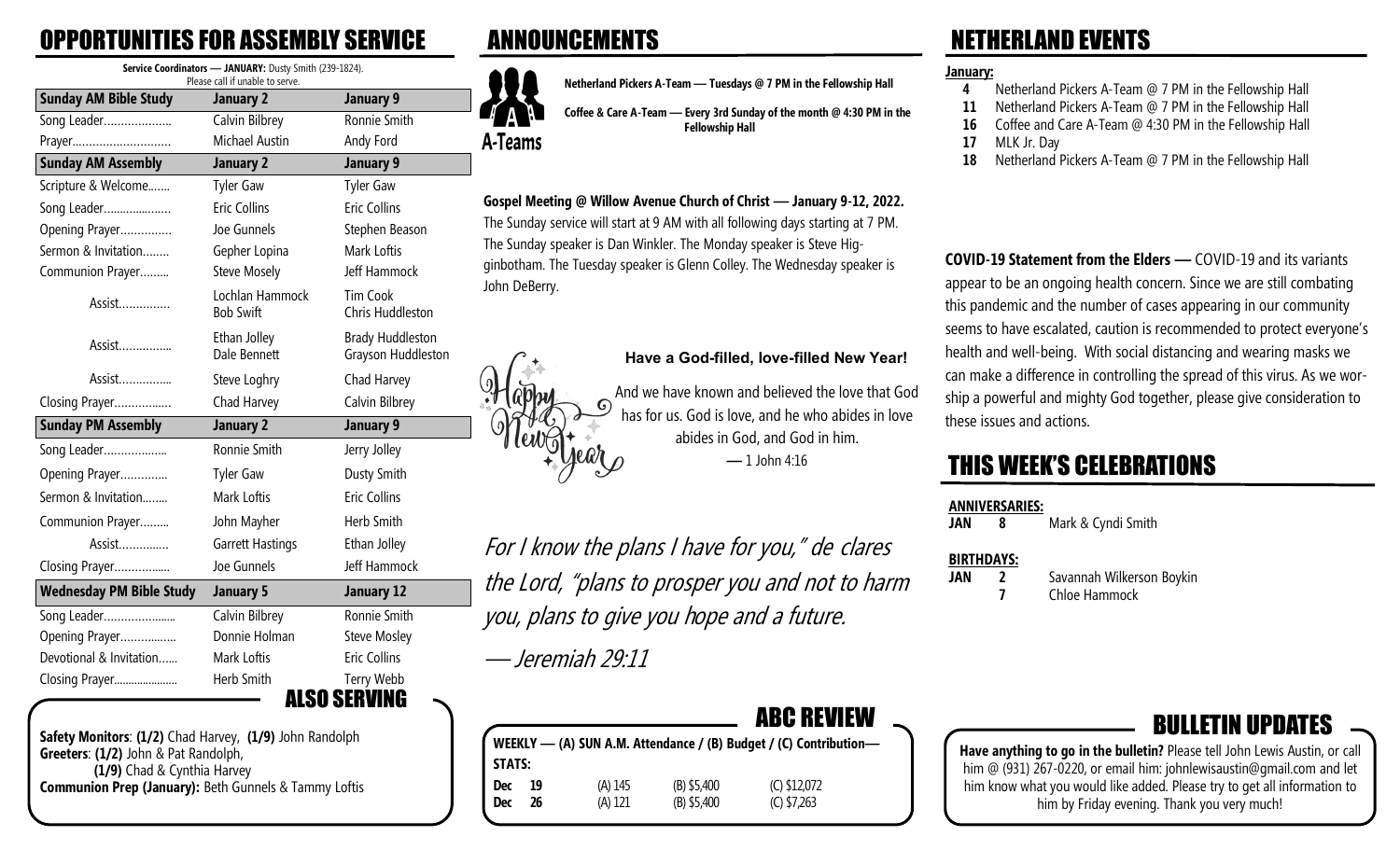# OPPORTUNITIES FOR ASSEMBLY SERVICE

**Service Coordinators — JANUARY:** Dusty Smith (239-1824).
Please call if unable to serve.

| **Sunday AM Bible Study** | **January 2** | **January 9** |
|---|---|---|
| Song Leader.................... | Calvin Bilbrey | Ronnie Smith |
| Prayer............................. | Michael Austin | Andy Ford |
| **Sunday AM Assembly** | **January 2** | **January 9** |
| Scripture & Welcome....... | Tyler Gaw | Tyler Gaw |
| Song Leader..................... | Eric Collins | Eric Collins |
| Opening Prayer............... | Joe Gunnels | Stephen Beason |
| Sermon & Invitation........ | Gepher Lopina | Mark Loftis |
| Communion Prayer......... | Steve Mosely | Jeff Hammock |
| Assist............... | Lochlan Hammock<br>Bob Swift | Tim Cook<br>Chris Huddleston |
| Assist................ | Ethan Jolley<br>Dale Bennett | Brady Huddleston<br>Grayson Huddleston |
| Assist................ | Steve Loghry | Chad Harvey |
| Closing Prayer................. | Chad Harvey | Calvin Bilbrey |
| **Sunday PM Assembly** | **January 2** | **January 9** |
| Song Leader.................. | Ronnie Smith | Jerry Jolley |
| Opening Prayer.............. | Tyler Gaw | Dusty Smith |
| Sermon & Invitation........ | Mark Loftis | Eric Collins |
| Communion Prayer......... | John Mayher | Herb Smith |
| Assist............... | Garrett Hastings | Ethan Jolley |
| Closing Prayer................ | Joe Gunnels | Jeff Hammock |
| **Wednesday PM Bible Study** | **January 5** | **January 12** |
| Song Leader...................... | Calvin Bilbrey | Ronnie Smith |
| Opening Prayer................. | Donnie Holman | Steve Mosley |
| Devotional & Invitation...... | Mark Loftis | Eric Collins |
| Closing Prayer..................... | Herb Smith | Terry Webb |

## ALSO SERVING

**Safety Monitors**: **(1/2)** Chad Harvey, **(1/9)** John Randolph
**Greeters**: **(1/2)** John & Pat Randolph,
**(1/9)** Chad & Cynthia Harvey
**Communion Prep (January):** Beth Gunnels & Tammy Loftis

# ANNOUNCEMENTS

A-Teams

**Netherland Pickers A-Team — Tuesdays @ 7 PM in the Fellowship Hall**

**Coffee & Care A-Team — Every 3rd Sunday of the month @ 4:30 PM in the Fellowship Hall**

**Gospel Meeting @ Willow Avenue Church of Christ — January 9-12, 2022.** The Sunday service will start at 9 AM with all following days starting at 7 PM. The Sunday speaker is Dan Winkler. The Monday speaker is Steve Higginbotham. The Tuesday speaker is Glenn Colley. The Wednesday speaker is John DeBerry.

Happy New Year

**Have a God-filled, love-filled New Year!**

And we have known and believed the love that God has for us. God is love, and he who abides in love abides in God, and God in him.
— 1 John 4:16

*For I know the plans I have for you," de clares the Lord, "plans to prosper you and not to harm you, plans to give you hope and a future.*

*— Jeremiah 29:11*

## ABC REVIEW

**WEEKLY — (A) SUN A.M. Attendance / (B) Budget / (C) Contribution—**
**STATS:**

| | | | | |
|---|---|---|---|---|
| **Dec** | **19** | (A) 145 | (B) $5,400 | (C) $12,072 |
| **Dec** | **26** | (A) 121 | (B) $5,400 | (C) $7,263 |

# NETHERLAND EVENTS

**January:**

- **4** Netherland Pickers A-Team @ 7 PM in the Fellowship Hall
- **11** Netherland Pickers A-Team @ 7 PM in the Fellowship Hall
- **16** Coffee and Care A-Team @ 4:30 PM in the Fellowship Hall
- **17** MLK Jr. Day
- **18** Netherland Pickers A-Team @ 7 PM in the Fellowship Hall

**COVID-19 Statement from the Elders —** COVID-19 and its variants appear to be an ongoing health concern. Since we are still combating this pandemic and the number of cases appearing in our community seems to have escalated, caution is recommended to protect everyone's health and well-being. With social distancing and wearing masks we can make a difference in controlling the spread of this virus. As we worship a powerful and mighty God together, please give consideration to these issues and actions.

# THIS WEEK'S CELEBRATIONS

**ANNIVERSARIES:**

**JAN 8** Mark & Cyndi Smith

**BIRTHDAYS:**

**JAN 2** Savannah Wilkerson Boykin
**7** Chloe Hammock

## BULLETIN UPDATES

**Have anything to go in the bulletin?** Please tell John Lewis Austin, or call him @ (931) 267-0220, or email him: johnlewisaustin@gmail.com and let him know what you would like added. Please try to get all information to him by Friday evening. Thank you very much!